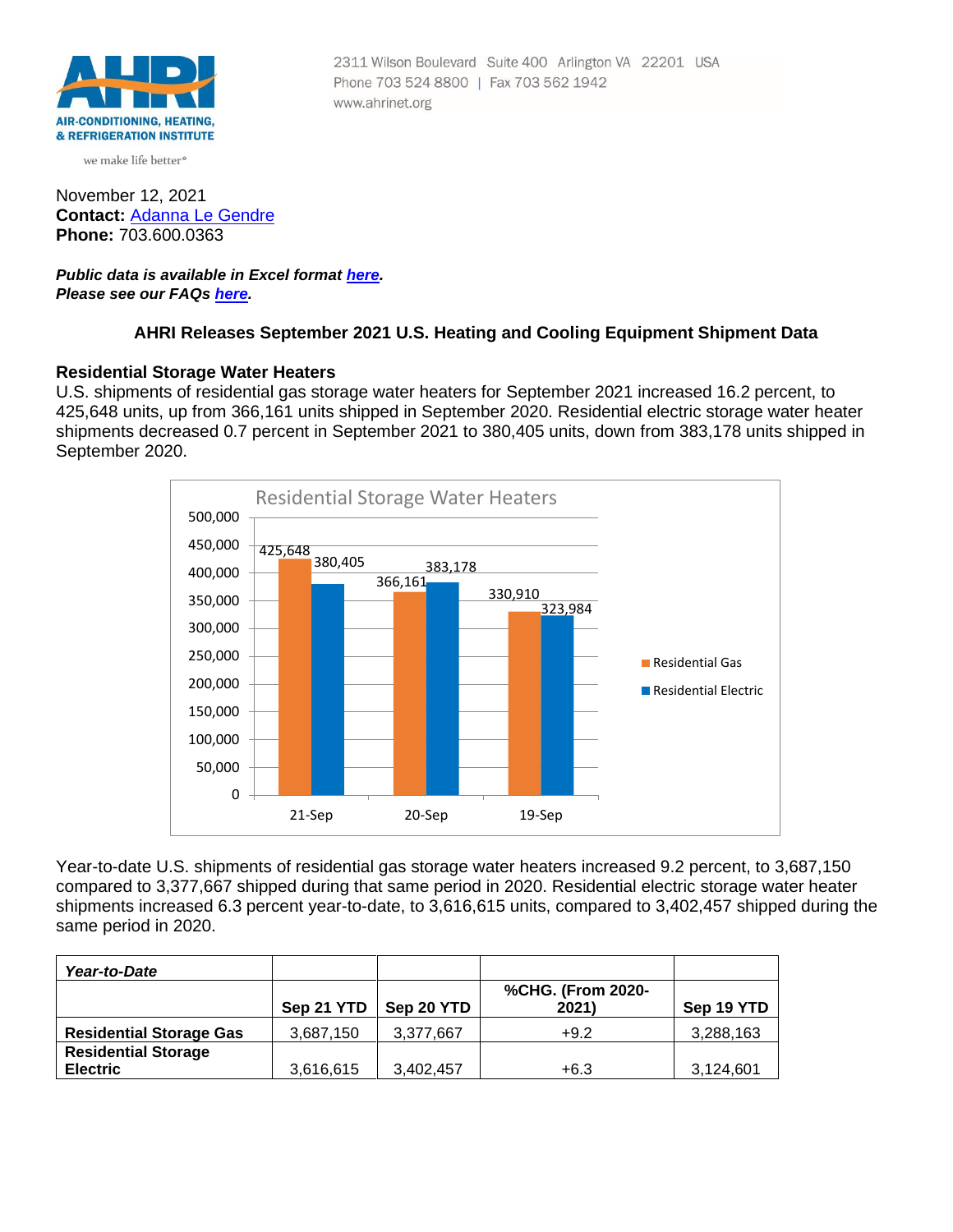AHRI
AIR-CONDITIONING, HEATING, & REFRIGERATION INSTITUTE
we make life better®

2311 Wilson Boulevard Suite 400 Arlington VA 22201 USA
Phone 703 524 8800 | Fax 703 562 1942
www.ahrinet.org

November 12, 2021
**Contact:** Adanna Le Gendre
**Phone:** 703.600.0363

***Public data is available in Excel format here.***
***Please see our FAQs here.***

## AHRI Releases September 2021 U.S. Heating and Cooling Equipment Shipment Data

### Residential Storage Water Heaters

U.S. shipments of residential gas storage water heaters for September 2021 increased 16.2 percent, to 425,648 units, up from 366,161 units shipped in September 2020. Residential electric storage water heater shipments decreased 0.7 percent in September 2021 to 380,405 units, down from 383,178 units shipped in September 2020.

Residential Storage Water Heaters

| | Residential Gas | Residential Electric |
|---|---|---|
| 21-Sep | 425,648 | 380,405 |
| 20-Sep | 366,161 | 383,178 |
| 19-Sep | 330,910 | 323,984 |

Year-to-date U.S. shipments of residential gas storage water heaters increased 9.2 percent, to 3,687,150 compared to 3,377,667 shipped during that same period in 2020. Residential electric storage water heater shipments increased 6.3 percent year-to-date, to 3,616,615 units, compared to 3,402,457 shipped during the same period in 2020.

| *Year-to-Date* | | | | |
|---|---|---|---|---|
| | **Sep 21 YTD** | **Sep 20 YTD** | **%CHG. (From 2020-2021)** | **Sep 19 YTD** |
| **Residential Storage Gas** | 3,687,150 | 3,377,667 | +9.2 | 3,288,163 |
| **Residential Storage Electric** | 3,616,615 | 3,402,457 | +6.3 | 3,124,601 |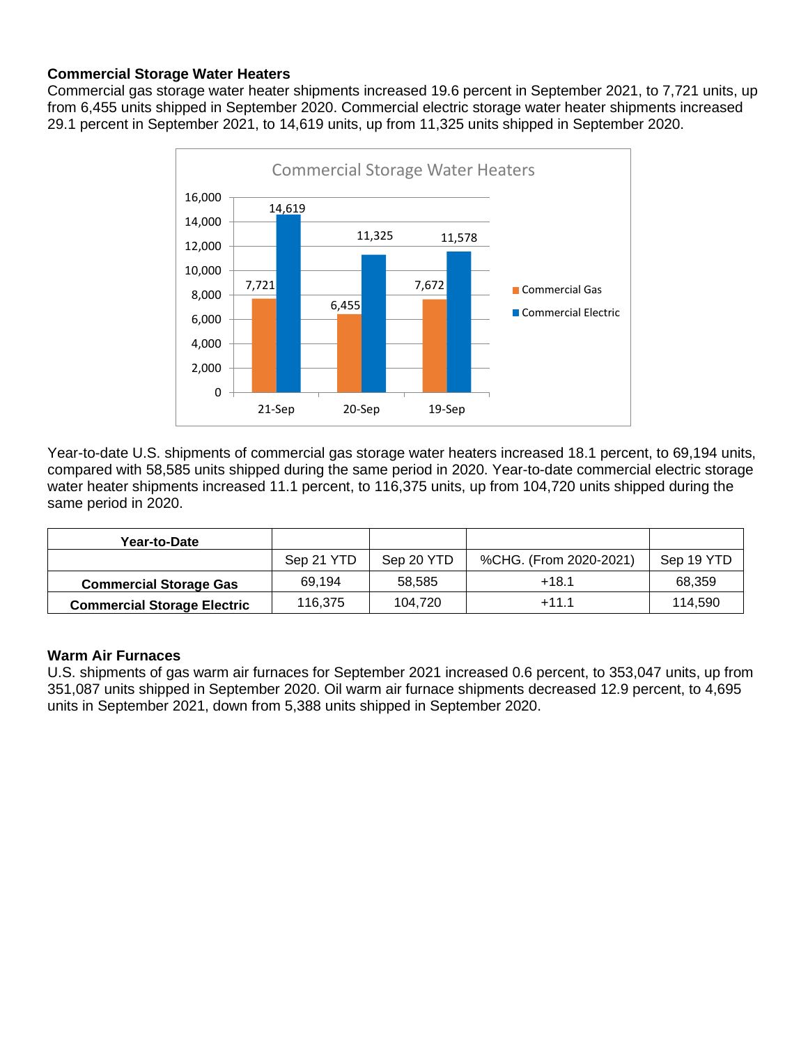### Commercial Storage Water Heaters

Commercial gas storage water heater shipments increased 19.6 percent in September 2021, to 7,721 units, up from 6,455 units shipped in September 2020. Commercial electric storage water heater shipments increased 29.1 percent in September 2021, to 14,619 units, up from 11,325 units shipped in September 2020.

**Commercial Storage Water Heaters**

| | 21-Sep | 20-Sep | 19-Sep |
|---|---|---|---|
| Commercial Gas | 7,721 | 6,455 | 7,672 |
| Commercial Electric | 14,619 | 11,325 | 11,578 |

Year-to-date U.S. shipments of commercial gas storage water heaters increased 18.1 percent, to 69,194 units, compared with 58,585 units shipped during the same period in 2020. Year-to-date commercial electric storage water heater shipments increased 11.1 percent, to 116,375 units, up from 104,720 units shipped during the same period in 2020.

| **Year-to-Date** | | | | |
|---|---|---|---|---|
| | Sep 21 YTD | Sep 20 YTD | %CHG. (From 2020-2021) | Sep 19 YTD |
| **Commercial Storage Gas** | 69,194 | 58,585 | +18.1 | 68,359 |
| **Commercial Storage Electric** | 116,375 | 104,720 | +11.1 | 114,590 |

### Warm Air Furnaces

U.S. shipments of gas warm air furnaces for September 2021 increased 0.6 percent, to 353,047 units, up from 351,087 units shipped in September 2020. Oil warm air furnace shipments decreased 12.9 percent, to 4,695 units in September 2021, down from 5,388 units shipped in September 2020.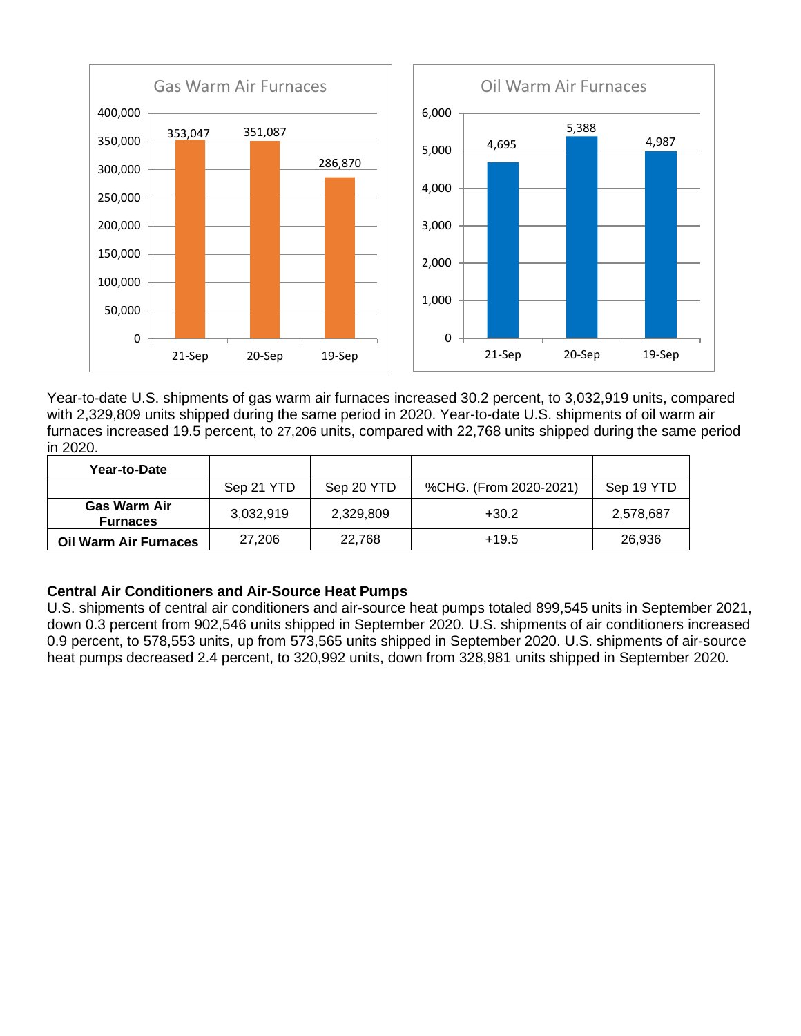**Gas Warm Air Furnaces**

| | 21-Sep | 20-Sep | 19-Sep |
|---|---|---|---|
| Gas Warm Air Furnaces | 353,047 | 351,087 | 286,870 |

**Oil Warm Air Furnaces**

| | 21-Sep | 20-Sep | 19-Sep |
|---|---|---|---|
| Oil Warm Air Furnaces | 4,695 | 5,388 | 4,987 |

Year-to-date U.S. shipments of gas warm air furnaces increased 30.2 percent, to 3,032,919 units, compared with 2,329,809 units shipped during the same period in 2020. Year-to-date U.S. shipments of oil warm air furnaces increased 19.5 percent, to 27,206 units, compared with 22,768 units shipped during the same period in 2020.

| Year-to-Date | | | | |
|---|---|---|---|---|
| | Sep 21 YTD | Sep 20 YTD | %CHG. (From 2020-2021) | Sep 19 YTD |
| **Gas Warm Air Furnaces** | 3,032,919 | 2,329,809 | +30.2 | 2,578,687 |
| **Oil Warm Air Furnaces** | 27,206 | 22,768 | +19.5 | 26,936 |

**Central Air Conditioners and Air-Source Heat Pumps**

U.S. shipments of central air conditioners and air-source heat pumps totaled 899,545 units in September 2021, down 0.3 percent from 902,546 units shipped in September 2020. U.S. shipments of air conditioners increased 0.9 percent, to 578,553 units, up from 573,565 units shipped in September 2020. U.S. shipments of air-source heat pumps decreased 2.4 percent, to 320,992 units, down from 328,981 units shipped in September 2020.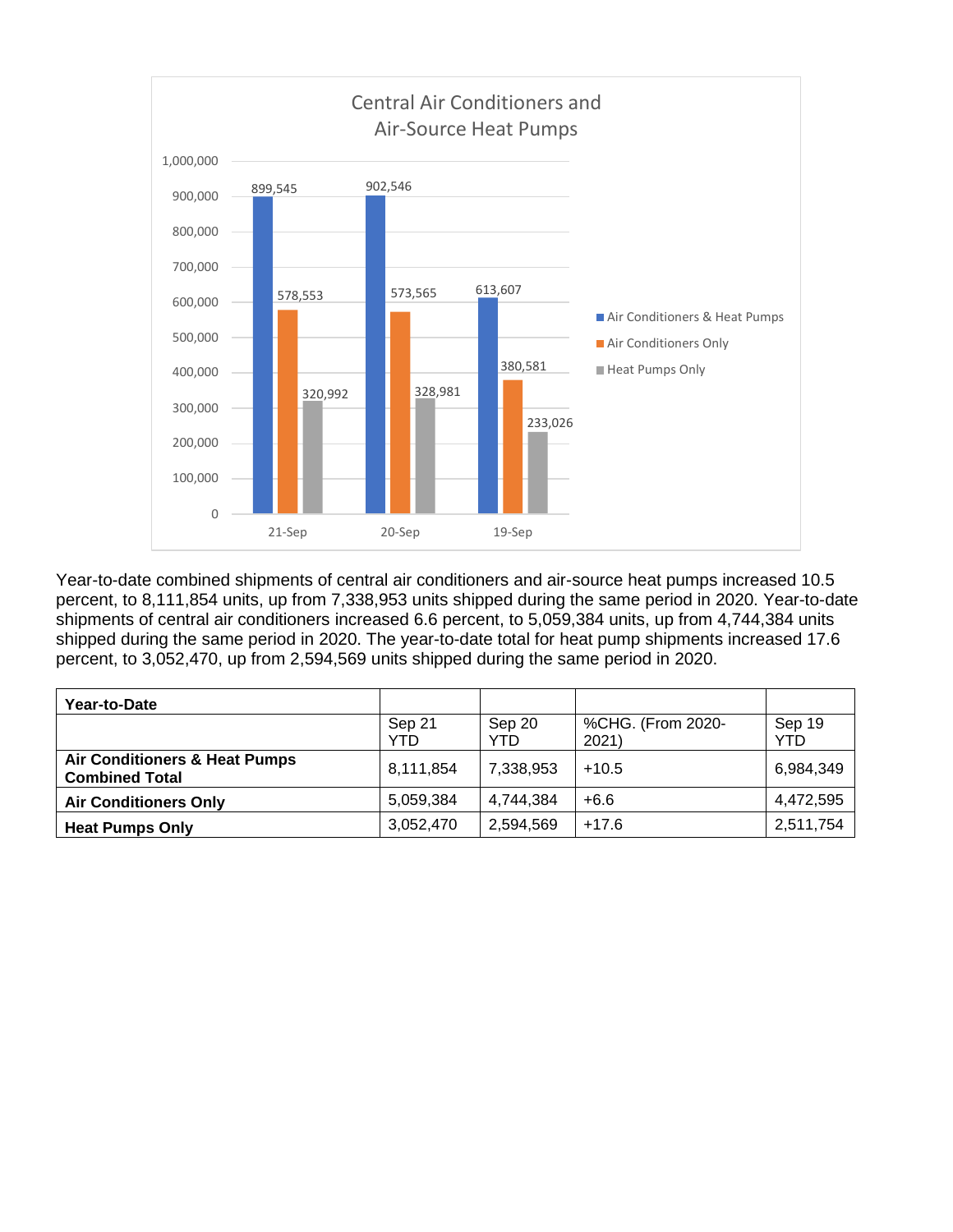**Central Air Conditioners and Air-Source Heat Pumps**

| | 21-Sep | 20-Sep | 19-Sep |
|---|---|---|---|
| Air Conditioners & Heat Pumps | 899,545 | 902,546 | 613,607 |
| Air Conditioners Only | 578,553 | 573,565 | 380,581 |
| Heat Pumps Only | 320,992 | 328,981 | 233,026 |

Year-to-date combined shipments of central air conditioners and air-source heat pumps increased 10.5 percent, to 8,111,854 units, up from 7,338,953 units shipped during the same period in 2020. Year-to-date shipments of central air conditioners increased 6.6 percent, to 5,059,384 units, up from 4,744,384 units shipped during the same period in 2020. The year-to-date total for heat pump shipments increased 17.6 percent, to 3,052,470, up from 2,594,569 units shipped during the same period in 2020.

| **Year-to-Date** | | | | |
|---|---|---|---|---|
| | Sep 21 YTD | Sep 20 YTD | %CHG. (From 2020-2021) | Sep 19 YTD |
| **Air Conditioners & Heat Pumps Combined Total** | 8,111,854 | 7,338,953 | +10.5 | 6,984,349 |
| **Air Conditioners Only** | 5,059,384 | 4,744,384 | +6.6 | 4,472,595 |
| **Heat Pumps Only** | 3,052,470 | 2,594,569 | +17.6 | 2,511,754 |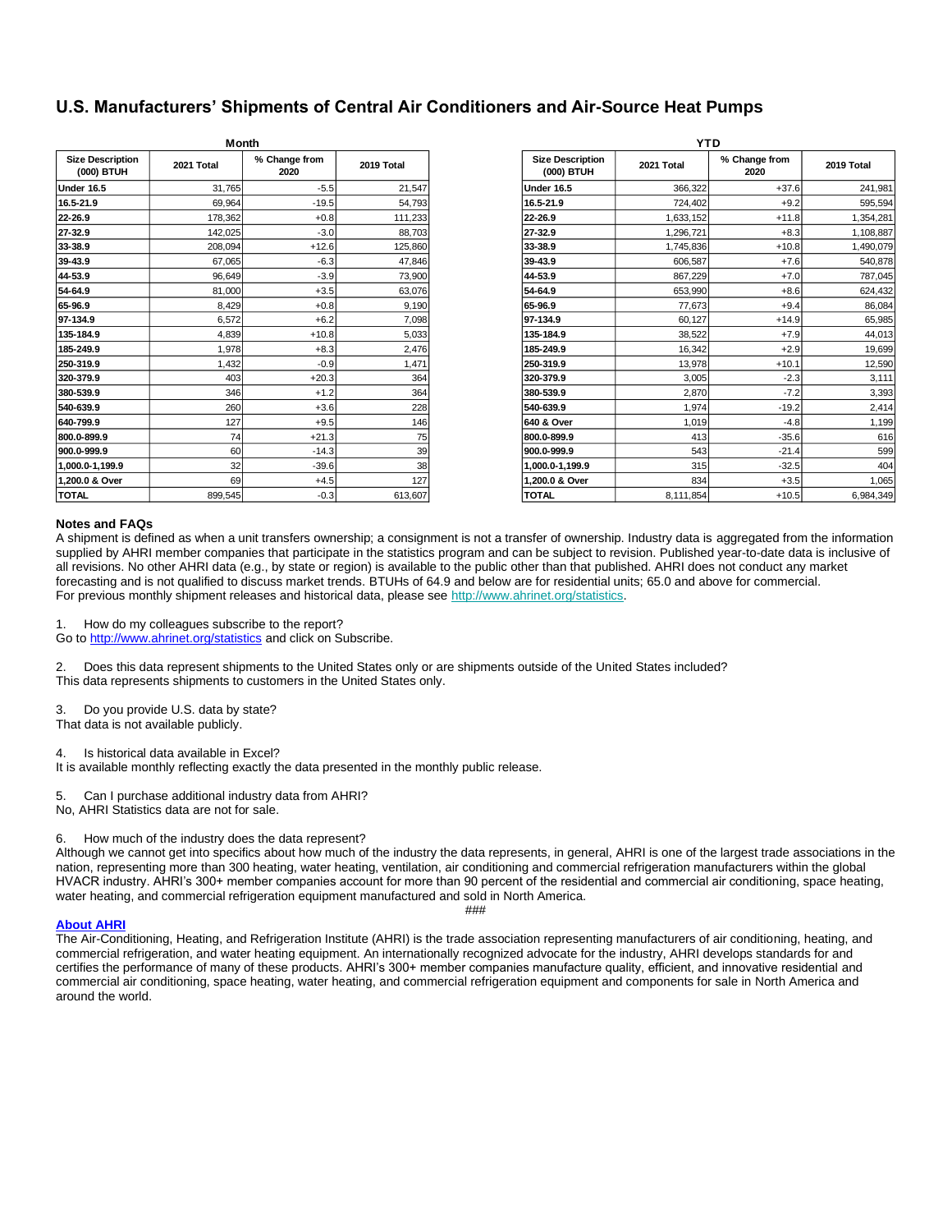## U.S. Manufacturers' Shipments of Central Air Conditioners and Air-Source Heat Pumps

**Month**

| Size Description (000) BTUH | 2021 Total | % Change from 2020 | 2019 Total |
|---|---|---|---|
| Under 16.5 | 31,765 | -5.5 | 21,547 |
| 16.5-21.9 | 69,964 | -19.5 | 54,793 |
| 22-26.9 | 178,362 | +0.8 | 111,233 |
| 27-32.9 | 142,025 | -3.0 | 88,703 |
| 33-38.9 | 208,094 | +12.6 | 125,860 |
| 39-43.9 | 67,065 | -6.3 | 47,846 |
| 44-53.9 | 96,649 | -3.9 | 73,900 |
| 54-64.9 | 81,000 | +3.5 | 63,076 |
| 65-96.9 | 8,429 | +0.8 | 9,190 |
| 97-134.9 | 6,572 | +6.2 | 7,098 |
| 135-184.9 | 4,839 | +10.8 | 5,033 |
| 185-249.9 | 1,978 | +8.3 | 2,476 |
| 250-319.9 | 1,432 | -0.9 | 1,471 |
| 320-379.9 | 403 | +20.3 | 364 |
| 380-539.9 | 346 | +1.2 | 364 |
| 540-639.9 | 260 | +3.6 | 228 |
| 640-799.9 | 127 | +9.5 | 146 |
| 800.0-899.9 | 74 | +21.3 | 75 |
| 900.0-999.9 | 60 | -14.3 | 39 |
| 1,000.0-1,199.9 | 32 | -39.6 | 38 |
| 1,200.0 & Over | 69 | +4.5 | 127 |
| TOTAL | 899,545 | -0.3 | 613,607 |

**YTD**

| Size Description (000) BTUH | 2021 Total | % Change from 2020 | 2019 Total |
|---|---|---|---|
| Under 16.5 | 366,322 | +37.6 | 241,981 |
| 16.5-21.9 | 724,402 | +9.2 | 595,594 |
| 22-26.9 | 1,633,152 | +11.8 | 1,354,281 |
| 27-32.9 | 1,296,721 | +8.3 | 1,108,887 |
| 33-38.9 | 1,745,836 | +10.8 | 1,490,079 |
| 39-43.9 | 606,587 | +7.6 | 540,878 |
| 44-53.9 | 867,229 | +7.0 | 787,045 |
| 54-64.9 | 653,990 | +8.6 | 624,432 |
| 65-96.9 | 77,673 | +9.4 | 86,084 |
| 97-134.9 | 60,127 | +14.9 | 65,985 |
| 135-184.9 | 38,522 | +7.9 | 44,013 |
| 185-249.9 | 16,342 | +2.9 | 19,699 |
| 250-319.9 | 13,978 | +10.1 | 12,590 |
| 320-379.9 | 3,005 | -2.3 | 3,111 |
| 380-539.9 | 2,870 | -7.2 | 3,393 |
| 540-639.9 | 1,974 | -19.2 | 2,414 |
| 640 & Over | 1,019 | -4.8 | 1,199 |
| 800.0-899.9 | 413 | -35.6 | 616 |
| 900.0-999.9 | 543 | -21.4 | 599 |
| 1,000.0-1,199.9 | 315 | -32.5 | 404 |
| 1,200.0 & Over | 834 | +3.5 | 1,065 |
| TOTAL | 8,111,854 | +10.5 | 6,984,349 |

### Notes and FAQs

A shipment is defined as when a unit transfers ownership; a consignment is not a transfer of ownership. Industry data is aggregated from the information supplied by AHRI member companies that participate in the statistics program and can be subject to revision. Published year-to-date data is inclusive of all revisions. No other AHRI data (e.g., by state or region) is available to the public other than that published. AHRI does not conduct any market forecasting and is not qualified to discuss market trends. BTUHs of 64.9 and below are for residential units; 65.0 and above for commercial.
For previous monthly shipment releases and historical data, please see http://www.ahrinet.org/statistics.

1. How do my colleagues subscribe to the report?
Go to http://www.ahrinet.org/statistics and click on Subscribe.

2. Does this data represent shipments to the United States only or are shipments outside of the United States included?
This data represents shipments to customers in the United States only.

3. Do you provide U.S. data by state?
That data is not available publicly.

4. Is historical data available in Excel?
It is available monthly reflecting exactly the data presented in the monthly public release.

5. Can I purchase additional industry data from AHRI?
No, AHRI Statistics data are not for sale.

6. How much of the industry does the data represent?
Although we cannot get into specifics about how much of the industry the data represents, in general, AHRI is one of the largest trade associations in the nation, representing more than 300 heating, water heating, ventilation, air conditioning and commercial refrigeration manufacturers within the global HVACR industry. AHRI's 300+ member companies account for more than 90 percent of the residential and commercial air conditioning, space heating, water heating, and commercial refrigeration equipment manufactured and sold in North America.

###

**About AHRI**

The Air-Conditioning, Heating, and Refrigeration Institute (AHRI) is the trade association representing manufacturers of air conditioning, heating, and commercial refrigeration, and water heating equipment. An internationally recognized advocate for the industry, AHRI develops standards for and certifies the performance of many of these products. AHRI's 300+ member companies manufacture quality, efficient, and innovative residential and commercial air conditioning, space heating, water heating, and commercial refrigeration equipment and components for sale in North America and around the world.